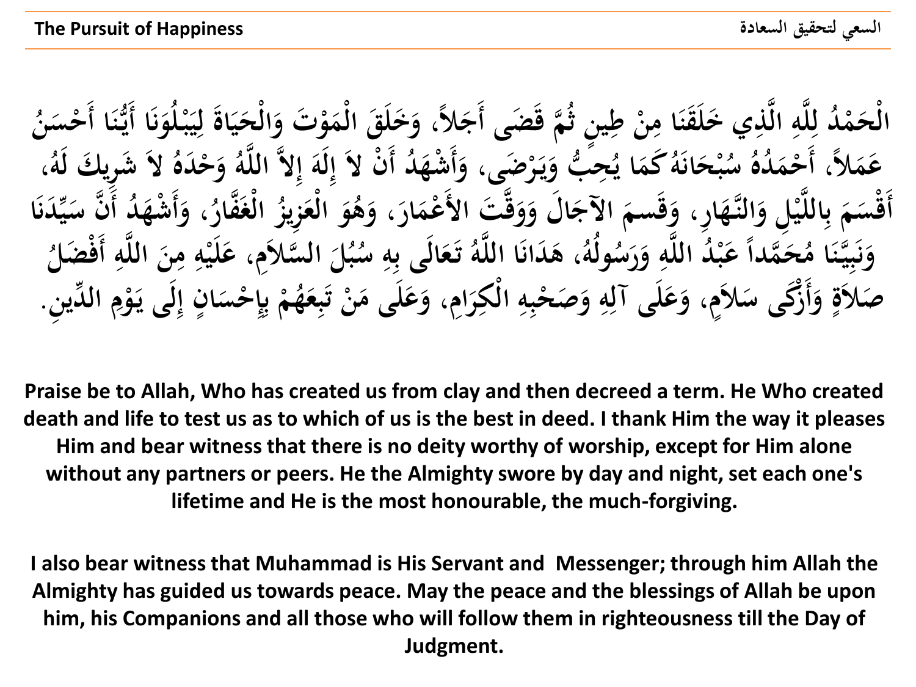الْحَمْدُ لِلَّهِ الَّذِي خَلَقَنَا مِنْ طِينٍ ثُمَّ قَضَى أَجَلاً، وَخَلَقَ الْمَوْتَ وَالْحَيَاةَ لِيَبْلُوَنَا أَيُّنَا أَحْسَنُ عَمَلاً، أَحْمَدُهُ سُبْحَانَهُ كَمَا يُحِبُّ وَيَرْضَى، وَأَشْهَدُ أَنْ لاَ إِلَهَ إِلاَّ اللَّهُ وَحْدَهُ لاَ شَرِيكَ لَهُ، أَقْسَمَ بِاللَّيْلِ وَالنَّهَارِ، وَقَسمَ الآجَالَ وَوَقَّتَ الأَعْمَارَ، وَهُوَ الْعَزِيزُ الْغَفَّارُ، وَأَشْهَدُ أَنَّ سَيِّدَنَا وَنَبِيَّنَا مُحَمَّداً عَبْدُ اللَّهِ وَرَسُولُهُ، هَدَانَا اللَّهُ تَعَالَى بِهِ سُبُلَ السَّلاَمِ، عَلَيْهِ مِنَ اللَّهِ أَفْضَلُ صَلاَةٍ وَأَزْكَى سَلاَمٍ، وَعَلَى آلِهِ وَصَحْبِهِ الْكِرَامِ، وَعَلَى مَنْ تَبِعَهُمْ بِإِحْسَانٍ إِلَى يَوْمِ الدِّينِ.

**Praise be to Allah, Who has created us from clay and then decreed a term. He Who created death and life to test us as to which of us is the best in deed. I thank Him the way it pleases Him and bear witness that there is no deity worthy of worship, except for Him alone without any partners or peers. He the Almighty swore by day and night, set each one's lifetime and He is the most honourable, the much-forgiving.**

**I also bear witness that Muhammad is His Servant and Messenger; through him Allah the Almighty has guided us towards peace. May the peace and the blessings of Allah be upon him, his Companions and all those who will follow them in righteousness till the Day of Judgment.**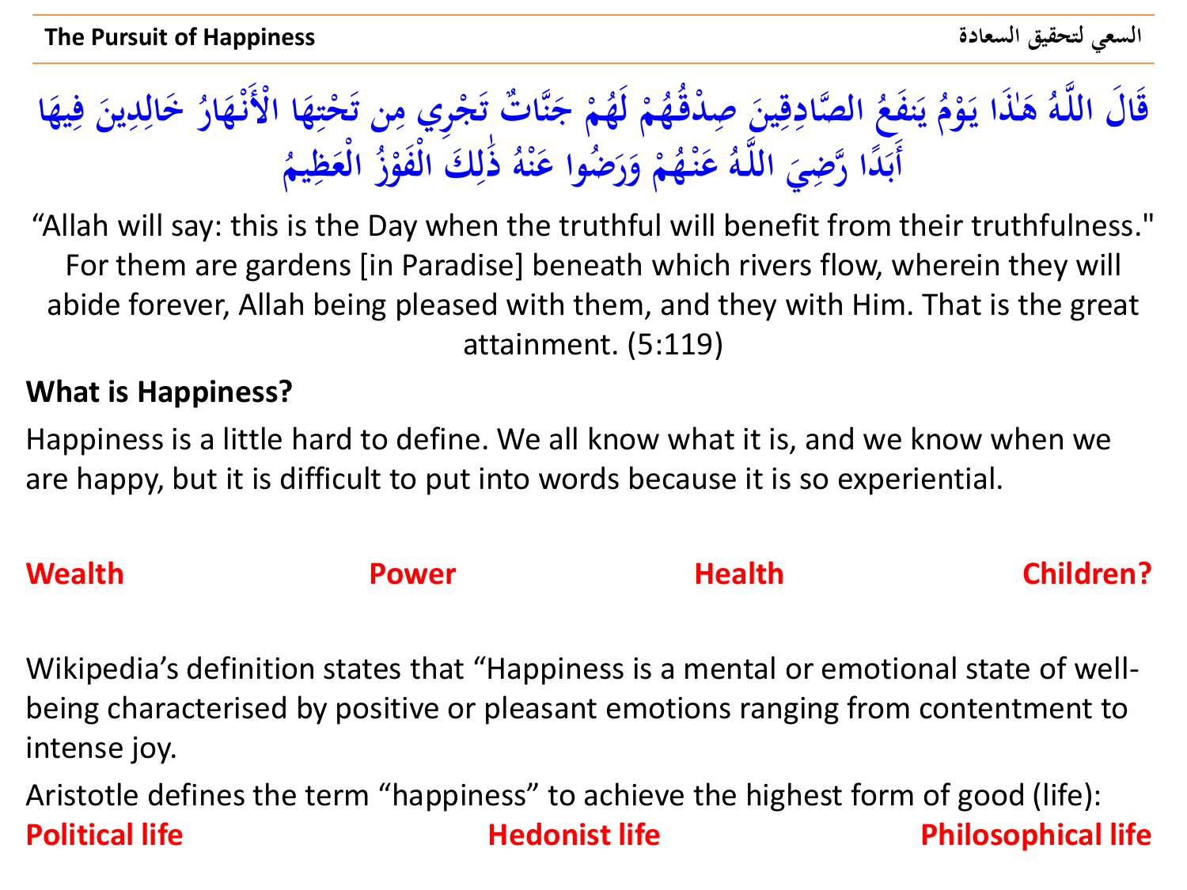قَالَ اللَّهُ هَٰذَا يَوْمُ يَنفَعُ الصَّادِقِينَ صِدْقُهُمْ لَهُمْ جَنَّاتٌ تَجْرِي مِن تَحْتِهَا الْأَنْهَارُ خَالِدِينَ فِيهَا أَبَدًا رَّضِيَ اللَّهُ عَنْهُمْ وَرَضُوا عَنْهُ ذَٰلِكَ الْفَوْزُ الْعَظِيمُ

"Allah will say: this is the Day when the truthful will benefit from their truthfulness." For them are gardens [in Paradise] beneath which rivers flow, wherein they will abide forever, Allah being pleased with them, and they with Him. That is the great attainment. (5:119)

**What is Happiness?**

Happiness is a little hard to define. We all know what it is, and we know when we are happy, but it is difficult to put into words because it is so experiential.

**Wealth** **Power** **Health** **Children?**

Wikipedia's definition states that "Happiness is a mental or emotional state of well-being characterised by positive or pleasant emotions ranging from contentment to intense joy.

Aristotle defines the term "happiness" to achieve the highest form of good (life):

**Political life** **Hedonist life** **Philosophical life**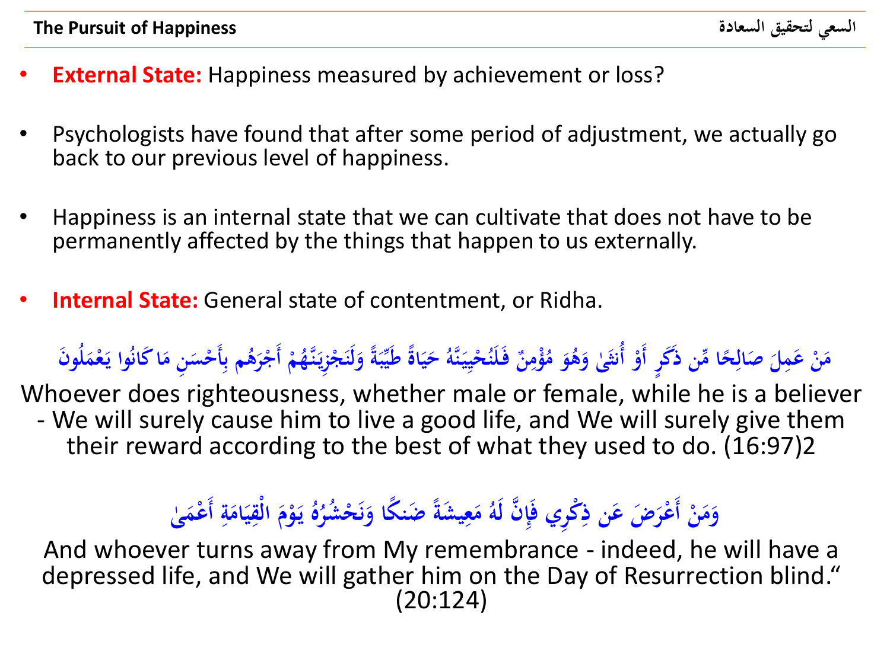## The Pursuit of Happiness

## السعي لتحقيق السعادة

- **External State:** Happiness measured by achievement or loss?
- Psychologists have found that after some period of adjustment, we actually go back to our previous level of happiness.
- Happiness is an internal state that we can cultivate that does not have to be permanently affected by the things that happen to us externally.
- **Internal State:** General state of contentment, or Ridha.

مَنْ عَمِلَ صَالِحًا مِّن ذَكَرٍ أَوْ أُنثَىٰ وَهُوَ مُؤْمِنٌ فَلَنُحْيِيَنَّهُ حَيَاةً طَيِّبَةً وَلَنَجْزِيَنَّهُمْ أَجْرَهُم بِأَحْسَنِ مَا كَانُوا يَعْمَلُونَ

Whoever does righteousness, whether male or female, while he is a believer - We will surely cause him to live a good life, and We will surely give them their reward according to the best of what they used to do. (16:97)2

وَمَنْ أَعْرَضَ عَن ذِكْرِي فَإِنَّ لَهُ مَعِيشَةً ضَنكًا وَنَحْشُرُهُ يَوْمَ الْقِيَامَةِ أَعْمَىٰ

And whoever turns away from My remembrance - indeed, he will have a depressed life, and We will gather him on the Day of Resurrection blind." (20:124)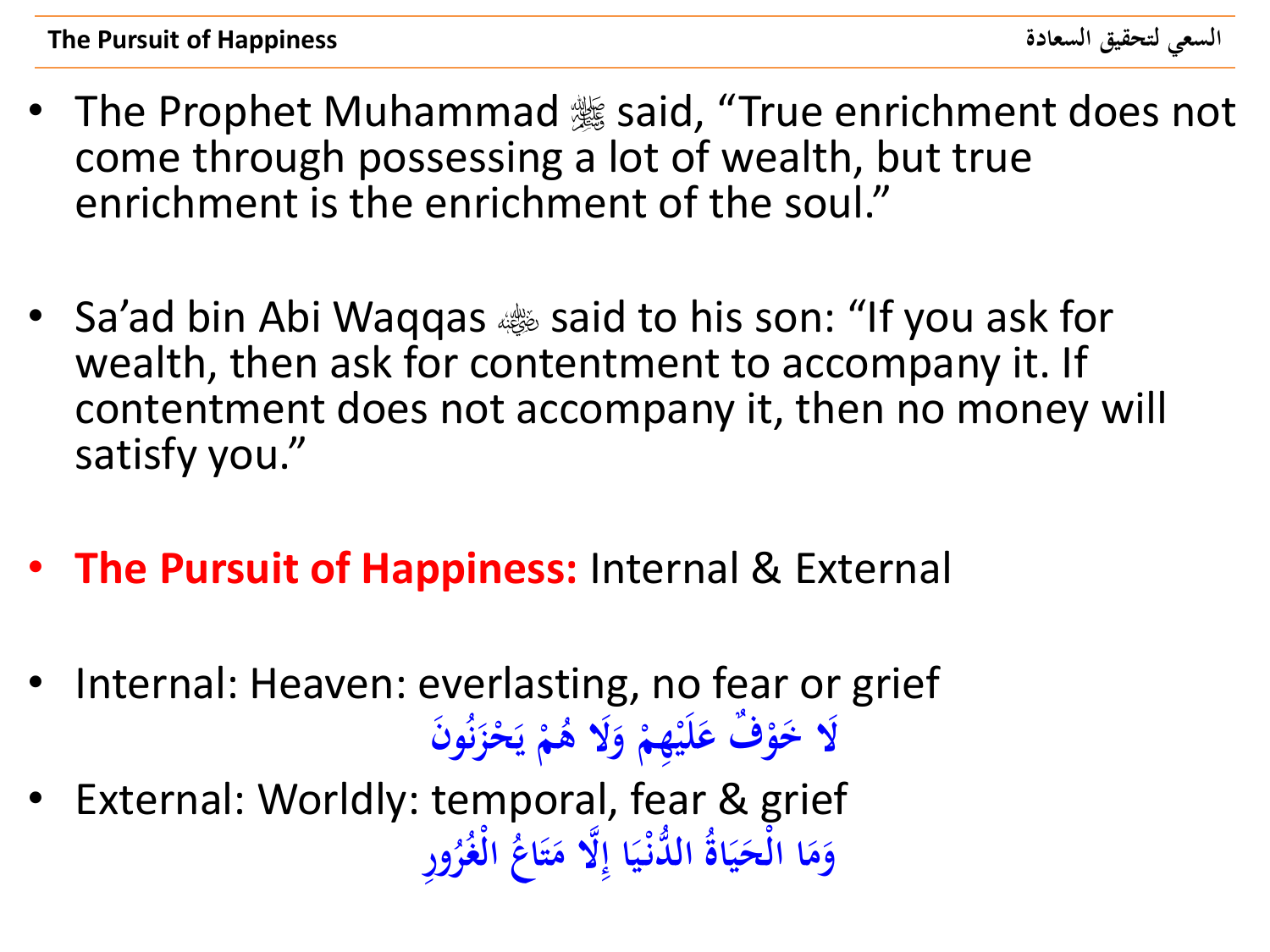- The Prophet Muhammad ﷺ said, "True enrichment does not come through possessing a lot of wealth, but true enrichment is the enrichment of the soul."

- Sa'ad bin Abi Waqqas ﵁ said to his son: "If you ask for wealth, then ask for contentment to accompany it. If contentment does not accompany it, then no money will satisfy you."

- **The Pursuit of Happiness:** Internal & External

- Internal: Heaven: everlasting, no fear or grief

  لَا خَوْفٌ عَلَيْهِمْ وَلَا هُمْ يَحْزَنُونَ

- External: Worldly: temporal, fear & grief

  وَمَا الْحَيَاةُ الدُّنْيَا إِلَّا مَتَاعُ الْغُرُورِ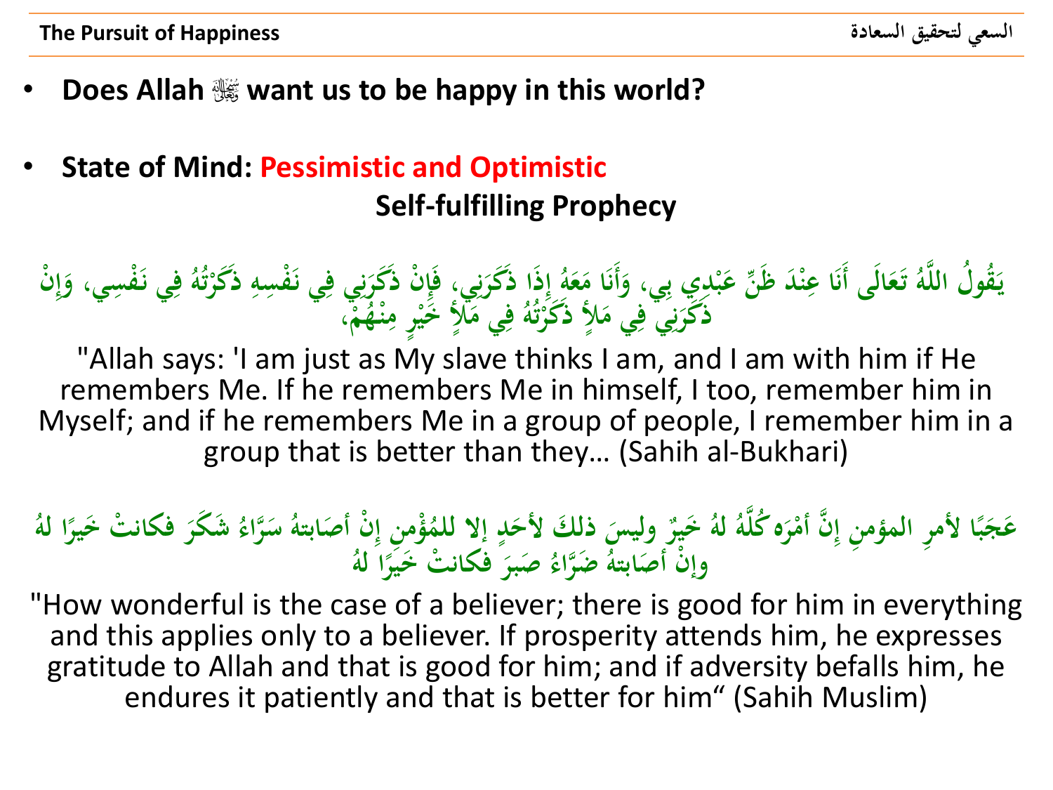- **Does Allah ﷻ want us to be happy in this world?**

- **State of Mind: Pessimistic and Optimistic**

**Self-fulfilling Prophecy**

يَقُولُ اللَّهُ تَعَالَى أَنَا عِنْدَ ظَنِّ عَبْدِي بِي، وَأَنَا مَعَهُ إِذَا ذَكَرَنِي، فَإِنْ ذَكَرَنِي فِي نَفْسِهِ ذَكَرْتُهُ فِي نَفْسِي، وَإِنْ ذَكَرَنِي فِي مَلإٍ ذَكَرْتُهُ فِي مَلإٍ خَيْرٍ مِنْهُمْ،

"Allah says: 'I am just as My slave thinks I am, and I am with him if He remembers Me. If he remembers Me in himself, I too, remember him in Myself; and if he remembers Me in a group of people, I remember him in a group that is better than they… (Sahih al-Bukhari)

عَجَبًا لأمرِ المؤمنِ إِنَّ أمْرَه كُلَّهُ لهُ خَيرٌ وليسَ ذلكَ لأحَدٍ إلا للمُؤْمنِ إِنْ أصَابتهُ سَرَّاءُ شَكَرَ فكانتْ خيرًا لهُ وإنْ أصَابتهُ ضَرَّاءُ صَبرَ فكانتْ خيرًا لهُ

"How wonderful is the case of a believer; there is good for him in everything and this applies only to a believer. If prosperity attends him, he expresses gratitude to Allah and that is good for him; and if adversity befalls him, he endures it patiently and that is better for him" (Sahih Muslim)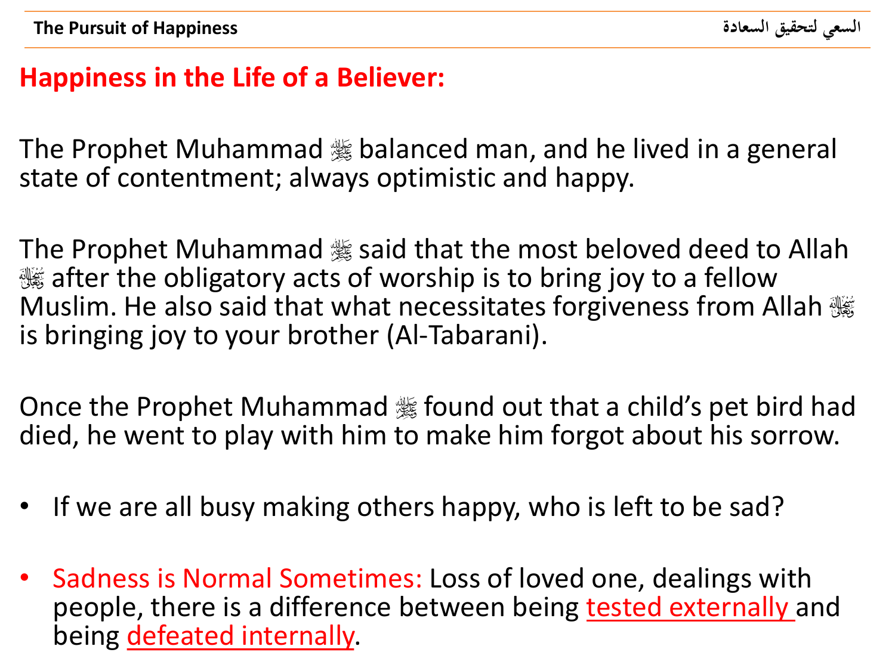## Happiness in the Life of a Believer:

The Prophet Muhammad ﷺ balanced man, and he lived in a general state of contentment; always optimistic and happy.

The Prophet Muhammad ﷺ said that the most beloved deed to Allah ﷻ after the obligatory acts of worship is to bring joy to a fellow Muslim. He also said that what necessitates forgiveness from Allah ﷻ is bringing joy to your brother (Al-Tabarani).

Once the Prophet Muhammad ﷺ found out that a child's pet bird had died, he went to play with him to make him forgot about his sorrow.

- If we are all busy making others happy, who is left to be sad?
- Sadness is Normal Sometimes: Loss of loved one, dealings with people, there is a difference between being tested externally and being defeated internally.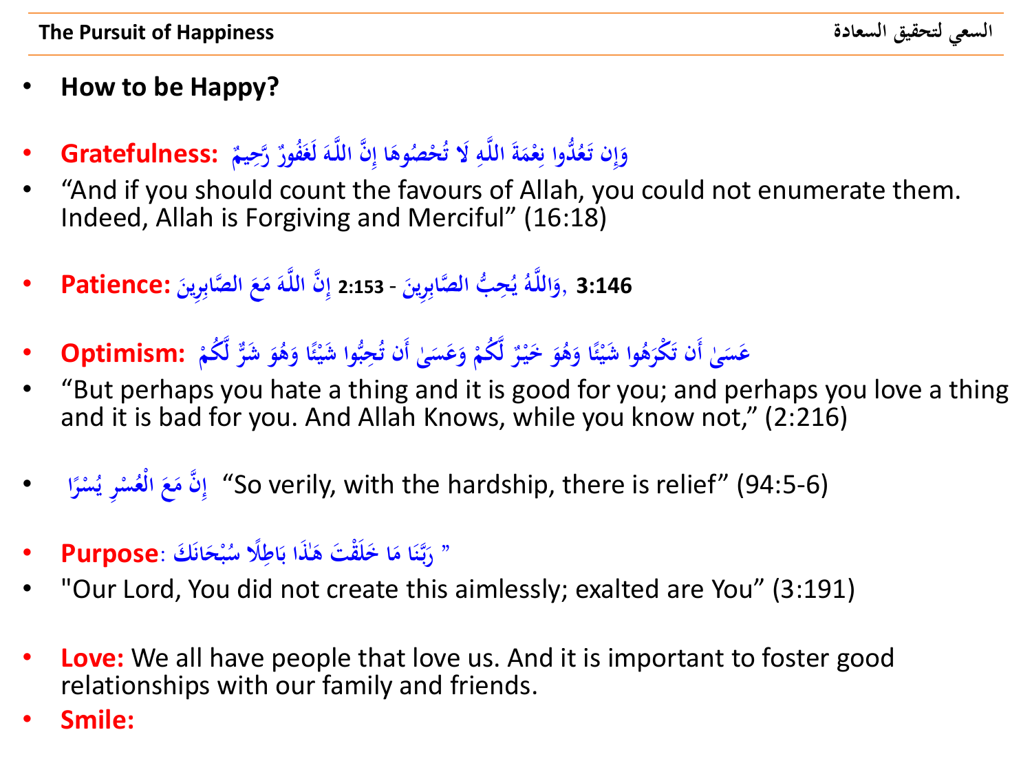**The Pursuit of Happiness** السعي لتحقيق السعادة

- **How to be Happy?**

- **Gratefulness:** وَإِن تَعُدُّوا نِعْمَةَ اللَّهِ لَا تُحْصُوهَا إِنَّ اللَّهَ لَغَفُورٌ رَّحِيمٌ
- "And if you should count the favours of Allah, you could not enumerate them. Indeed, Allah is Forgiving and Merciful" (16:18)

- **Patience:** إِنَّ اللَّهَ مَعَ الصَّابِرِينَ **2:153** - وَاللَّهُ يُحِبُّ الصَّابِرِينَ, **3:146**

- **Optimism:** عَسَىٰ أَن تَكْرَهُوا شَيْئًا وَهُوَ خَيْرٌ لَّكُمْ وَعَسَىٰ أَن تُحِبُّوا شَيْئًا وَهُوَ شَرٌّ لَّكُمْ
- "But perhaps you hate a thing and it is good for you; and perhaps you love a thing and it is bad for you. And Allah Knows, while you know not," (2:216)

- إِنَّ مَعَ الْعُسْرِ يُسْرًا "So verily, with the hardship, there is relief" (94:5-6)

- **Purpose**: رَبَّنَا مَا خَلَقْتَ هَٰذَا بَاطِلًا سُبْحَانَكَ "
- "Our Lord, You did not create this aimlessly; exalted are You" (3:191)

- **Love:** We all have people that love us. And it is important to foster good relationships with our family and friends.
- **Smile:**